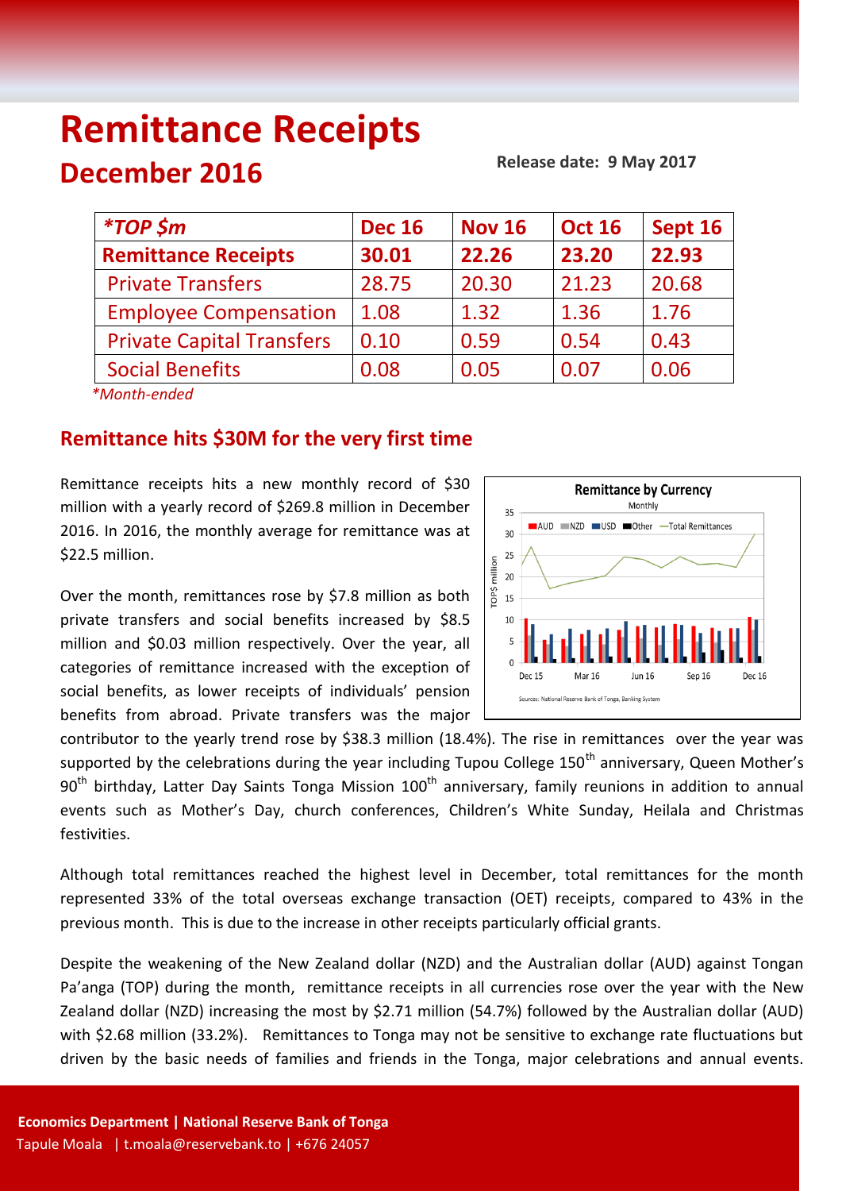# Remittance Receipts

## December 2016

**Release date: 9 May 2017**

| *TOP $m* | Dec 16 | Nov 16 | Oct 16 | Sept 16 |
|---|---|---|---|---|
| **Remittance Receipts** | **30.01** | **22.26** | **23.20** | **22.93** |
| Private Transfers | 28.75 | 20.30 | 21.23 | 20.68 |
| Employee Compensation | 1.08 | 1.32 | 1.36 | 1.76 |
| Private Capital Transfers | 0.10 | 0.59 | 0.54 | 0.43 |
| Social Benefits | 0.08 | 0.05 | 0.07 | 0.06 |

*Month-ended*

## Remittance hits $30M for the very first time

Remittance receipts hits a new monthly record of $30 million with a yearly record of $269.8 million in December 2016. In 2016, the monthly average for remittance was at $22.5 million.

Over the month, remittances rose by $7.8 million as both private transfers and social benefits increased by $8.5 million and $0.03 million respectively. Over the year, all categories of remittance increased with the exception of social benefits, as lower receipts of individuals' pension benefits from abroad. Private transfers was the major contributor to the yearly trend rose by $38.3 million (18.4%). The rise in remittances over the year was supported by the celebrations during the year including Tupou College 150th anniversary, Queen Mother's 90th birthday, Latter Day Saints Tonga Mission 100th anniversary, family reunions in addition to annual events such as Mother's Day, church conferences, Children's White Sunday, Heilala and Christmas festivities.

Although total remittances reached the highest level in December, total remittances for the month represented 33% of the total overseas exchange transaction (OET) receipts, compared to 43% in the previous month. This is due to the increase in other receipts particularly official grants.

Despite the weakening of the New Zealand dollar (NZD) and the Australian dollar (AUD) against Tongan Pa'anga (TOP) during the month, remittance receipts in all currencies rose over the year with the New Zealand dollar (NZD) increasing the most by $2.71 million (54.7%) followed by the Australian dollar (AUD) with $2.68 million (33.2%). Remittances to Tonga may not be sensitive to exchange rate fluctuations but driven by the basic needs of families and friends in the Tonga, major celebrations and annual events.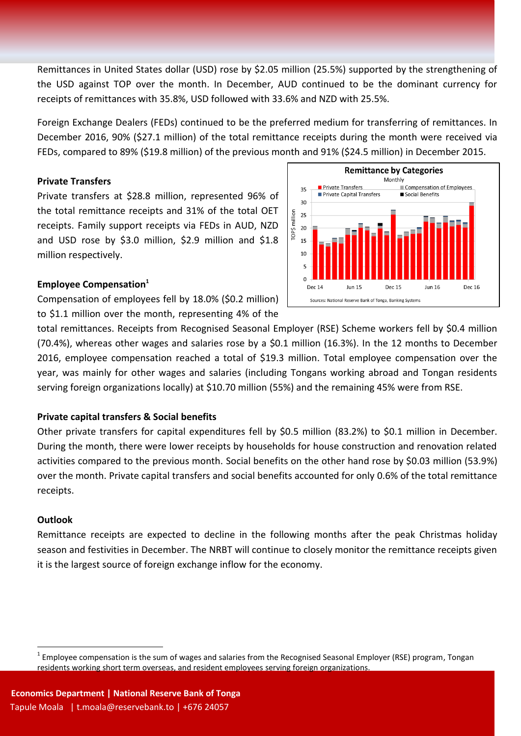Remittances in United States dollar (USD) rose by $2.05 million (25.5%) supported by the strengthening of the USD against TOP over the month. In December, AUD continued to be the dominant currency for receipts of remittances with 35.8%, USD followed with 33.6% and NZD with 25.5%.

Foreign Exchange Dealers (FEDs) continued to be the preferred medium for transferring of remittances. In December 2016, 90% ($27.1 million) of the total remittance receipts during the month were received via FEDs, compared to 89% ($19.8 million) of the previous month and 91% ($24.5 million) in December 2015.

**Private Transfers**

Private transfers at $28.8 million, represented 96% of the total remittance receipts and 31% of the total OET receipts. Family support receipts via FEDs in AUD, NZD and USD rose by $3.0 million, $2.9 million and $1.8 million respectively.

**Employee Compensation**[1]

Compensation of employees fell by 18.0% ($0.2 million) to $1.1 million over the month, representing 4% of the total remittances. Receipts from Recognised Seasonal Employer (RSE) Scheme workers fell by $0.4 million (70.4%), whereas other wages and salaries rose by a $0.1 million (16.3%). In the 12 months to December 2016, employee compensation reached a total of $19.3 million. Total employee compensation over the year, was mainly for other wages and salaries (including Tongans working abroad and Tongan residents serving foreign organizations locally) at $10.70 million (55%) and the remaining 45% were from RSE.

**Private capital transfers & Social benefits**

Other private transfers for capital expenditures fell by $0.5 million (83.2%) to $0.1 million in December. During the month, there were lower receipts by households for house construction and renovation related activities compared to the previous month. Social benefits on the other hand rose by $0.03 million (53.9%) over the month. Private capital transfers and social benefits accounted for only 0.6% of the total remittance receipts.

**Outlook**

Remittance receipts are expected to decline in the following months after the peak Christmas holiday season and festivities in December. The NRBT will continue to closely monitor the remittance receipts given it is the largest source of foreign exchange inflow for the economy.

[1] Employee compensation is the sum of wages and salaries from the Recognised Seasonal Employer (RSE) program, Tongan residents working short term overseas, and resident employees serving foreign organizations.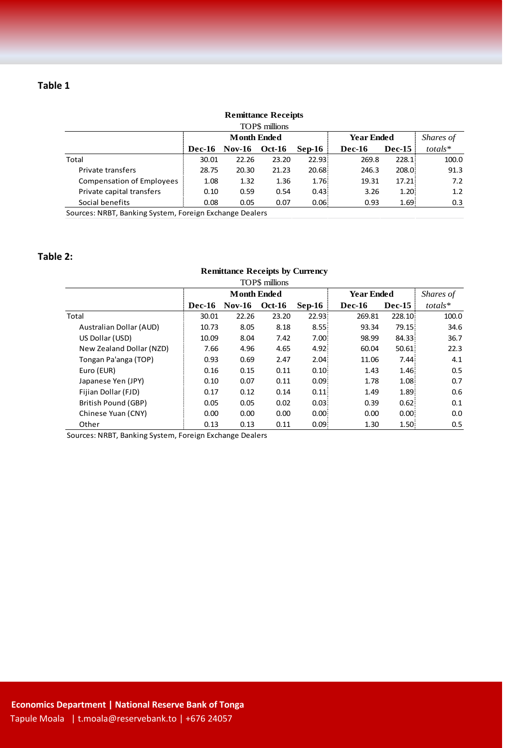**Table 1**

**Remittance Receipts**
TOP$ millions

| | Month Ended | | | | Year Ended | | *Shares of* |
|---|---|---|---|---|---|---|---|
| | **Dec-16** | **Nov-16** | **Oct-16** | **Sep-16** | **Dec-16** | **Dec-15** | *totals** |
| Total | 30.01 | 22.26 | 23.20 | 22.93 | 269.8 | 228.1 | 100.0 |
| Private transfers | 28.75 | 20.30 | 21.23 | 20.68 | 246.3 | 208.0 | 91.3 |
| Compensation of Employees | 1.08 | 1.32 | 1.36 | 1.76 | 19.31 | 17.21 | 7.2 |
| Private capital transfers | 0.10 | 0.59 | 0.54 | 0.43 | 3.26 | 1.20 | 1.2 |
| Social benefits | 0.08 | 0.05 | 0.07 | 0.06 | 0.93 | 1.69 | 0.3 |

Sources: NRBT, Banking System, Foreign Exchange Dealers

**Table 2:**

**Remittance Receipts by Currency**
TOP$ millions

| | Month Ended | | | | Year Ended | | *Shares of* |
|---|---|---|---|---|---|---|---|
| | **Dec-16** | **Nov-16** | **Oct-16** | **Sep-16** | **Dec-16** | **Dec-15** | *totals** |
| Total | 30.01 | 22.26 | 23.20 | 22.93 | 269.81 | 228.10 | 100.0 |
| Australian Dollar (AUD) | 10.73 | 8.05 | 8.18 | 8.55 | 93.34 | 79.15 | 34.6 |
| US Dollar (USD) | 10.09 | 8.04 | 7.42 | 7.00 | 98.99 | 84.33 | 36.7 |
| New Zealand Dollar (NZD) | 7.66 | 4.96 | 4.65 | 4.92 | 60.04 | 50.61 | 22.3 |
| Tongan Pa'anga (TOP) | 0.93 | 0.69 | 2.47 | 2.04 | 11.06 | 7.44 | 4.1 |
| Euro (EUR) | 0.16 | 0.15 | 0.11 | 0.10 | 1.43 | 1.46 | 0.5 |
| Japanese Yen (JPY) | 0.10 | 0.07 | 0.11 | 0.09 | 1.78 | 1.08 | 0.7 |
| Fijian Dollar (FJD) | 0.17 | 0.12 | 0.14 | 0.11 | 1.49 | 1.89 | 0.6 |
| British Pound (GBP) | 0.05 | 0.05 | 0.02 | 0.03 | 0.39 | 0.62 | 0.1 |
| Chinese Yuan (CNY) | 0.00 | 0.00 | 0.00 | 0.00 | 0.00 | 0.00 | 0.0 |
| Other | 0.13 | 0.13 | 0.11 | 0.09 | 1.30 | 1.50 | 0.5 |

Sources: NRBT, Banking System, Foreign Exchange Dealers

**Economics Department | National Reserve Bank of Tonga**
Tapule Moala | t.moala@reservebank.to | +676 24057